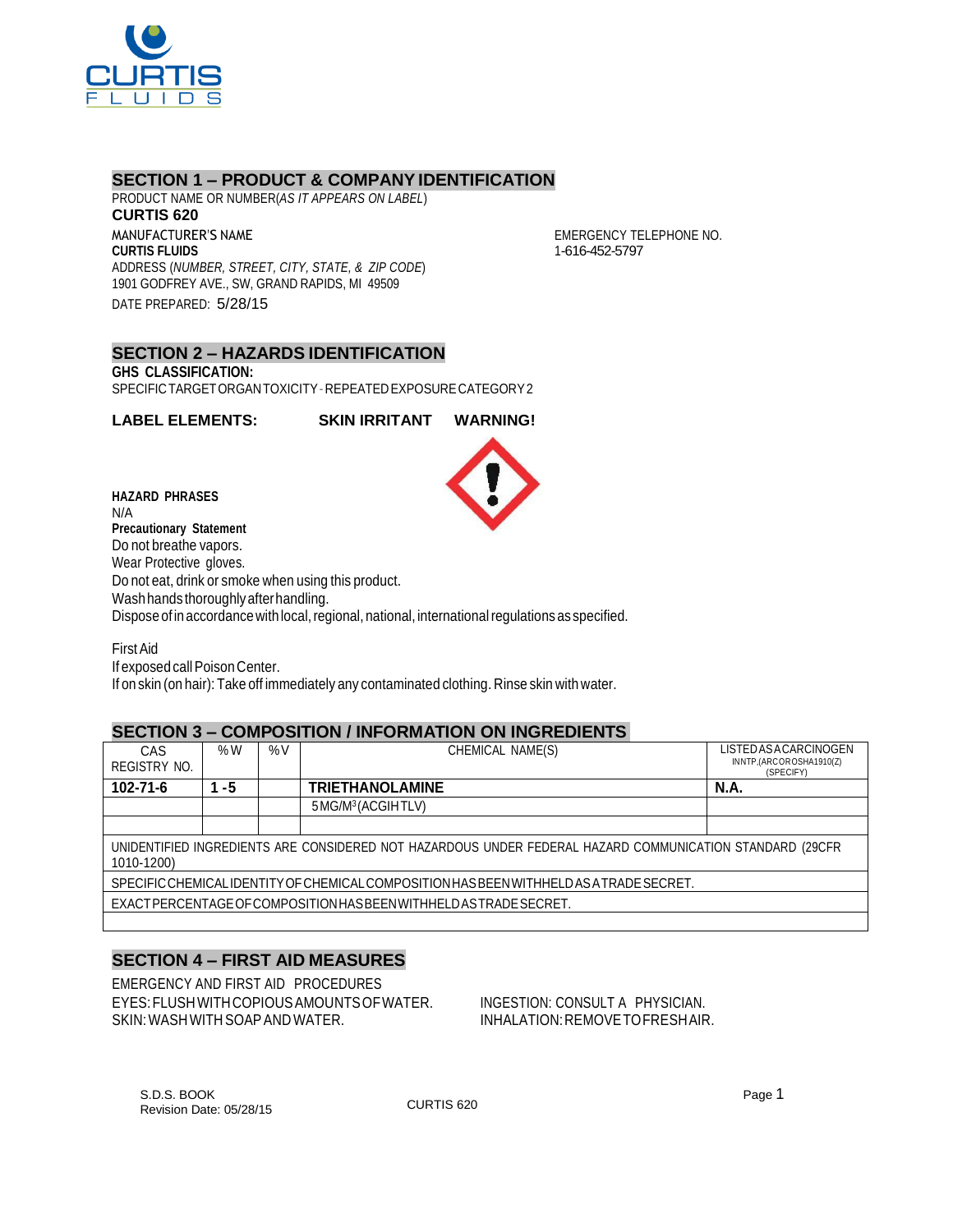## SECTION 1 – PRODUCT & COMPANY IDENTIFICATION

PRODUCT NAME OR NUMBER(*AS IT APPEARS ON LABEL*)

**CURTIS 620**

MANUFACTURER'S NAME

**CURTIS FLUIDS**

ADDRESS (*NUMBER, STREET, CITY, STATE, & ZIP CODE*)

1901 GODFREY AVE., SW, GRAND RAPIDS, MI 49509

DATE PREPARED: 5/28/15

EMERGENCY TELEPHONE NO.

1-616-452-5797

## SECTION 2 – HAZARDS IDENTIFICATION

**GHS CLASSIFICATION:**

SPECIFIC TARGET ORGAN TOXICITY - REPEATED EXPOSURE CATEGORY 2

**LABEL ELEMENTS:** **SKIN IRRITANT** **WARNING!**

**HAZARD PHRASES**

N/A

**Precautionary Statement**

Do not breathe vapors.

Wear Protective gloves.

Do not eat, drink or smoke when using this product.

Wash hands thoroughly after handling.

Dispose of in accordance with local, regional, national, international regulations as specified.

First Aid

If exposed call Poison Center.

If on skin (on hair): Take off immediately any contaminated clothing. Rinse skin with water.

## SECTION 3 – COMPOSITION / INFORMATION ON INGREDIENTS

| CAS REGISTRY NO. | %W | %V | CHEMICAL NAME(S) | LISTED AS A CARCINOGEN IN NTP, (ARC OR OSHA 1910(Z) (SPECIFY) |
|---|---|---|---|---|
| **102-71-6** | **1 - 5** | | **TRIETHANOLAMINE** | **N.A.** |
| | | | 5 MG/M$^3$ (ACGIH TLV) | |
| | | | | |
| UNIDENTIFIED INGREDIENTS ARE CONSIDERED NOT HAZARDOUS UNDER FEDERAL HAZARD COMMUNICATION STANDARD (29CFR 1010-1200) | | | | |
| SPECIFIC CHEMICAL IDENTITY OF CHEMICAL COMPOSITION HAS BEEN WITHHELD AS A TRADE SECRET. | | | | |
| EXACT PERCENTAGE OF COMPOSITION HAS BEEN WITHHELD AS TRADE SECRET. | | | | |

## SECTION 4 – FIRST AID MEASURES

EMERGENCY AND FIRST AID PROCEDURES

EYES: FLUSH WITH COPIOUS AMOUNTS OF WATER.

SKIN: WASH WITH SOAP AND WATER.

INGESTION: CONSULT A PHYSICIAN.

INHALATION: REMOVE TO FRESH AIR.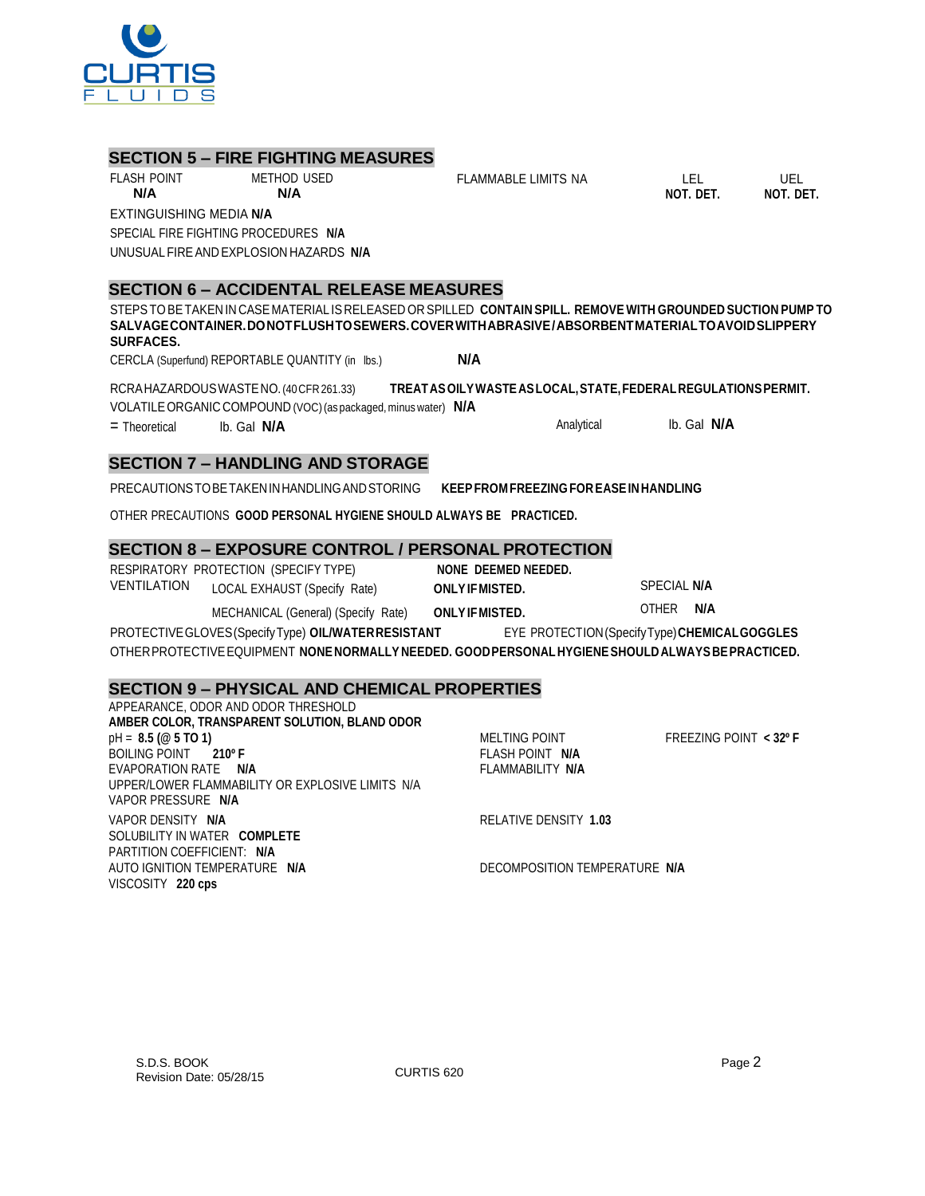## SECTION 5 – FIRE FIGHTING MEASURES

| FLASH POINT | METHOD USED | FLAMMABLE LIMITS NA | LEL | UEL |
|---|---|---|---|---|
| **N/A** | **N/A** | | **NOT. DET.** | **NOT. DET.** |

EXTINGUISHING MEDIA **N/A**

SPECIAL FIRE FIGHTING PROCEDURES **N/A**

UNUSUAL FIRE AND EXPLOSION HAZARDS **N/A**

## SECTION 6 – ACCIDENTAL RELEASE MEASURES

STEPS TO BE TAKEN IN CASE MATERIAL IS RELEASED OR SPILLED **CONTAIN SPILL. REMOVE WITH GROUNDED SUCTION PUMP TO SALVAGE CONTAINER. DO NOT FLUSH TO SEWERS. COVER WITH ABRASIVE / ABSORBENT MATERIAL TO AVOID SLIPPERY SURFACES.**

CERCLA (Superfund) REPORTABLE QUANTITY (in lbs.) **N/A**

RCRA HAZARDOUS WASTE NO. (40 CFR 261.33) **TREAT AS OILY WASTE AS LOCAL, STATE, FEDERAL REGULATIONS PERMIT.**

VOLATILE ORGANIC COMPOUND (VOC) (as packaged, minus water) **N/A**

= Theoretical lb. Gal **N/A** Analytical lb. Gal **N/A**

## SECTION 7 – HANDLING AND STORAGE

PRECAUTIONS TO BE TAKEN IN HANDLING AND STORING **KEEP FROM FREEZING FOR EASE IN HANDLING**

OTHER PRECAUTIONS **GOOD PERSONAL HYGIENE SHOULD ALWAYS BE PRACTICED.**

## SECTION 8 – EXPOSURE CONTROL / PERSONAL PROTECTION

RESPIRATORY PROTECTION (SPECIFY TYPE) **NONE DEEMED NEEDED.**

VENTILATION LOCAL EXHAUST (Specify Rate) **ONLY IF MISTED.** SPECIAL **N/A**

MECHANICAL (General) (Specify Rate) **ONLY IF MISTED.** OTHER **N/A**

PROTECTIVE GLOVES (Specify Type) **OIL/WATER RESISTANT** EYE PROTECTION (Specify Type) **CHEMICAL GOGGLES**

OTHER PROTECTIVE EQUIPMENT **NONE NORMALLY NEEDED. GOOD PERSONAL HYGIENE SHOULD ALWAYS BE PRACTICED.**

## SECTION 9 – PHYSICAL AND CHEMICAL PROPERTIES

APPEARANCE, ODOR AND ODOR THRESHOLD
**AMBER COLOR, TRANSPARENT SOLUTION, BLAND ODOR**

pH = **8.5 (@ 5 TO 1)**

MELTING POINT

FREEZING POINT **< 32º F**

BOILING POINT **210º F**

FLASH POINT **N/A**

EVAPORATION RATE **N/A**

FLAMMABILITY **N/A**

UPPER/LOWER FLAMMABILITY OR EXPLOSIVE LIMITS N/A

VAPOR PRESSURE **N/A**

VAPOR DENSITY **N/A**

RELATIVE DENSITY **1.03**

SOLUBILITY IN WATER **COMPLETE**

PARTITION COEFFICIENT: **N/A**

AUTO IGNITION TEMPERATURE **N/A**

DECOMPOSITION TEMPERATURE **N/A**

VISCOSITY **220 cps**

S.D.S. BOOK
Revision Date: 05/28/15

CURTIS 620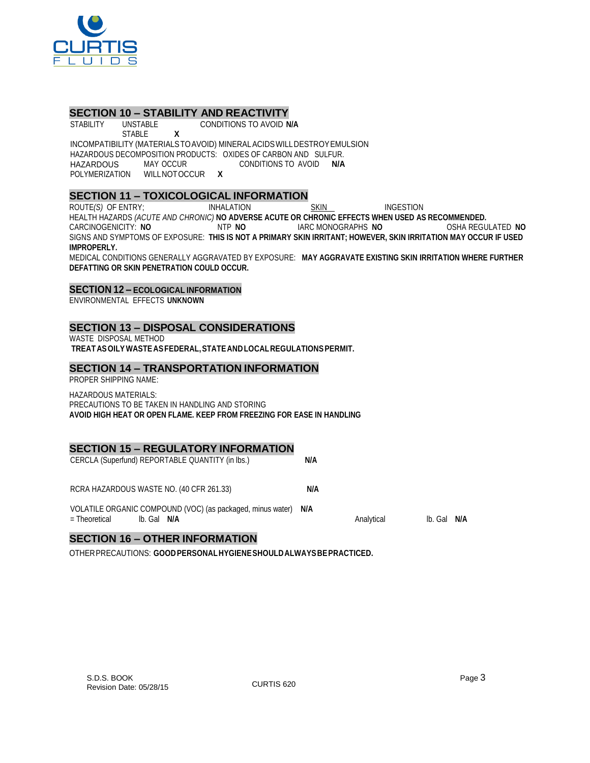## SECTION 10 – STABILITY AND REACTIVITY

| | | | |
|---|---|---|---|
| STABILITY | UNSTABLE | | CONDITIONS TO AVOID **N/A** |
| | STABLE | **X** | |

INCOMPATIBILITY (MATERIALS TO AVOID) MINERAL ACIDS WILL DESTROY EMULSION

HAZARDOUS DECOMPOSITION PRODUCTS: OXIDES OF CARBON AND SULFUR.

| | | | |
|---|---|---|---|
| HAZARDOUS | MAY OCCUR | | CONDITIONS TO AVOID **N/A** |
| POLYMERIZATION | WILL NOT OCCUR | **X** | |

## SECTION 11 – TOXICOLOGICAL INFORMATION

ROUTE(S) OF ENTRY; INHALATION SKIN INGESTION

HEALTH HAZARDS *(ACUTE AND CHRONIC)* **NO ADVERSE ACUTE OR CHRONIC EFFECTS WHEN USED AS RECOMMENDED.**

CARCINOGENICITY: **NO** NTP **NO** IARC MONOGRAPHS **NO** OSHA REGULATED **NO**

SIGNS AND SYMPTOMS OF EXPOSURE: **THIS IS NOT A PRIMARY SKIN IRRITANT; HOWEVER, SKIN IRRITATION MAY OCCUR IF USED IMPROPERLY.**

MEDICAL CONDITIONS GENERALLY AGGRAVATED BY EXPOSURE: **MAY AGGRAVATE EXISTING SKIN IRRITATION WHERE FURTHER DEFATTING OR SKIN PENETRATION COULD OCCUR.**

## SECTION 12 – ECOLOGICAL INFORMATION

ENVIRONMENTAL EFFECTS **UNKNOWN**

## SECTION 13 – DISPOSAL CONSIDERATIONS

WASTE DISPOSAL METHOD

**TREAT AS OILY WASTE AS FEDERAL, STATE AND LOCAL REGULATIONS PERMIT.**

## SECTION 14 – TRANSPORTATION INFORMATION

PROPER SHIPPING NAME:

HAZARDOUS MATERIALS:

PRECAUTIONS TO BE TAKEN IN HANDLING AND STORING

**AVOID HIGH HEAT OR OPEN FLAME. KEEP FROM FREEZING FOR EASE IN HANDLING**

## SECTION 15 – REGULATORY INFORMATION

CERCLA (Superfund) REPORTABLE QUANTITY (in lbs.) **N/A**

RCRA HAZARDOUS WASTE NO. (40 CFR 261.33) **N/A**

VOLATILE ORGANIC COMPOUND (VOC) (as packaged, minus water) **N/A**

= Theoretical lb. Gal **N/A** Analytical lb. Gal **N/A**

## SECTION 16 – OTHER INFORMATION

OTHER PRECAUTIONS: **GOOD PERSONAL HYGIENE SHOULD ALWAYS BE PRACTICED.**